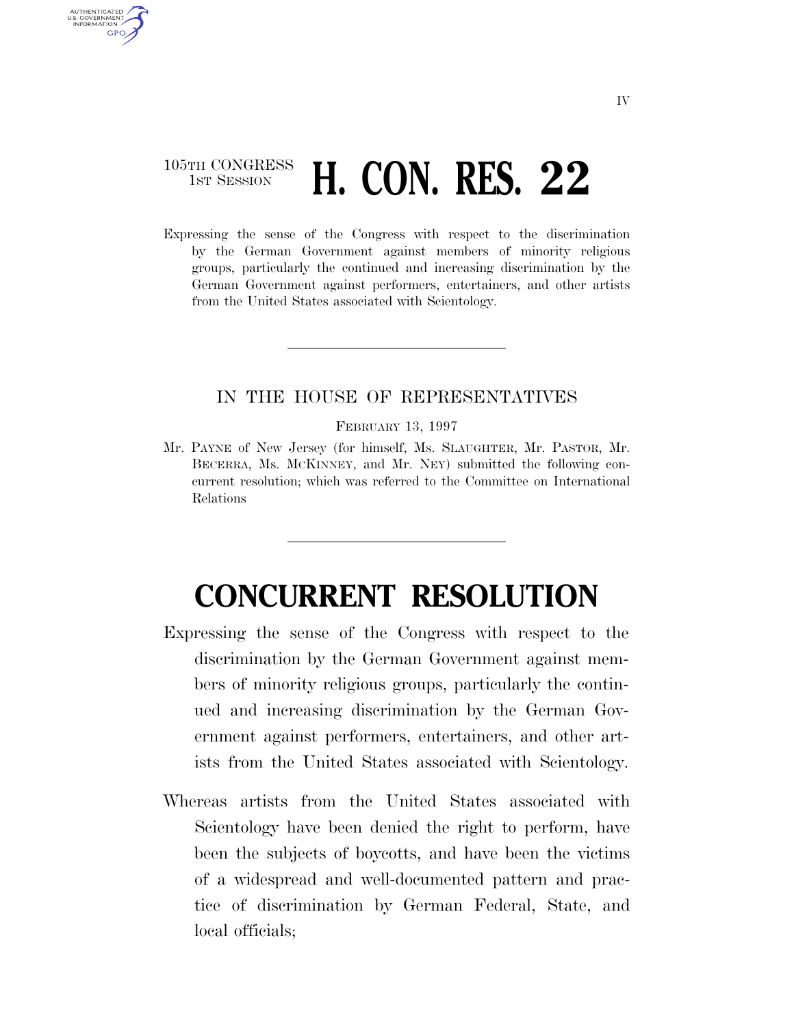105TH CONGRESS
1ST SESSION

# H. CON. RES. 22

Expressing the sense of the Congress with respect to the discrimination by the German Government against members of minority religious groups, particularly the continued and increasing discrimination by the German Government against performers, entertainers, and other artists from the United States associated with Scientology.

IN THE HOUSE OF REPRESENTATIVES

FEBRUARY 13, 1997

Mr. PAYNE of New Jersey (for himself, Ms. SLAUGHTER, Mr. PASTOR, Mr. BECERRA, Ms. MCKINNEY, and Mr. NEY) submitted the following concurrent resolution; which was referred to the Committee on International Relations

# CONCURRENT RESOLUTION

Expressing the sense of the Congress with respect to the discrimination by the German Government against members of minority religious groups, particularly the continued and increasing discrimination by the German Government against performers, entertainers, and other artists from the United States associated with Scientology.

Whereas artists from the United States associated with Scientology have been denied the right to perform, have been the subjects of boycotts, and have been the victims of a widespread and well-documented pattern and practice of discrimination by German Federal, State, and local officials;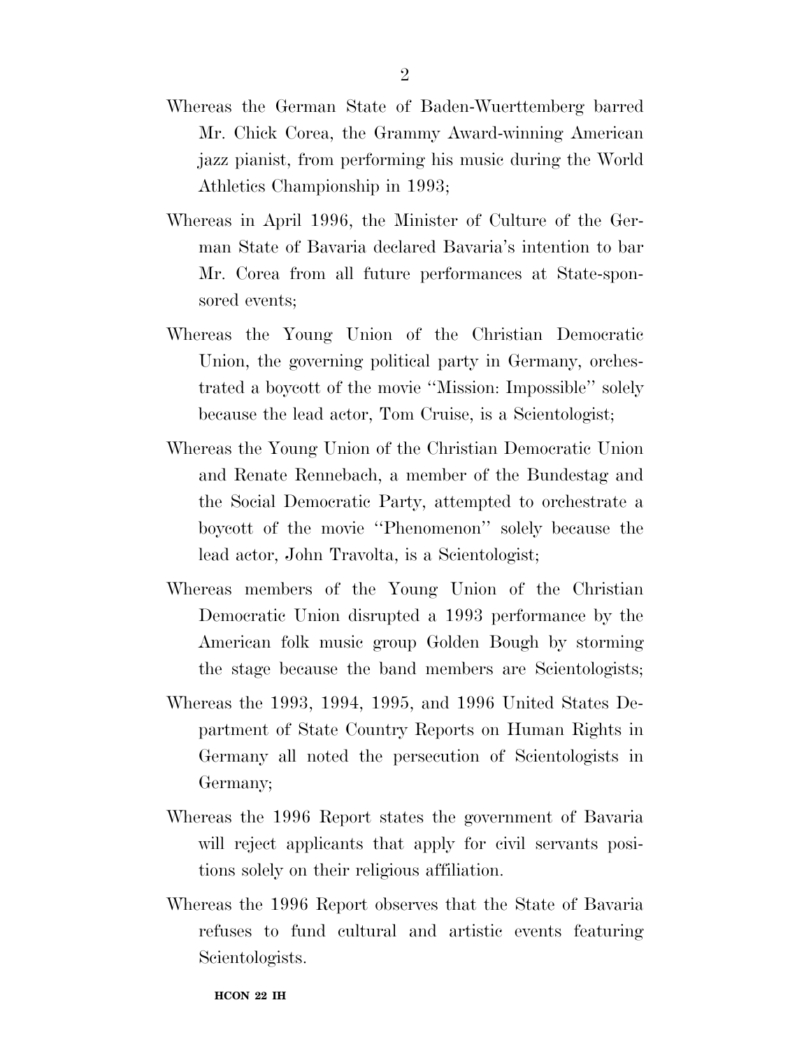Whereas the German State of Baden-Wuerttemberg barred Mr. Chick Corea, the Grammy Award-winning American jazz pianist, from performing his music during the World Athletics Championship in 1993;

Whereas in April 1996, the Minister of Culture of the German State of Bavaria declared Bavaria's intention to bar Mr. Corea from all future performances at State-sponsored events;

Whereas the Young Union of the Christian Democratic Union, the governing political party in Germany, orchestrated a boycott of the movie ''Mission: Impossible'' solely because the lead actor, Tom Cruise, is a Scientologist;

Whereas the Young Union of the Christian Democratic Union and Renate Rennebach, a member of the Bundestag and the Social Democratic Party, attempted to orchestrate a boycott of the movie ''Phenomenon'' solely because the lead actor, John Travolta, is a Scientologist;

Whereas members of the Young Union of the Christian Democratic Union disrupted a 1993 performance by the American folk music group Golden Bough by storming the stage because the band members are Scientologists;

Whereas the 1993, 1994, 1995, and 1996 United States Department of State Country Reports on Human Rights in Germany all noted the persecution of Scientologists in Germany;

Whereas the 1996 Report states the government of Bavaria will reject applicants that apply for civil servants positions solely on their religious affiliation.

Whereas the 1996 Report observes that the State of Bavaria refuses to fund cultural and artistic events featuring Scientologists.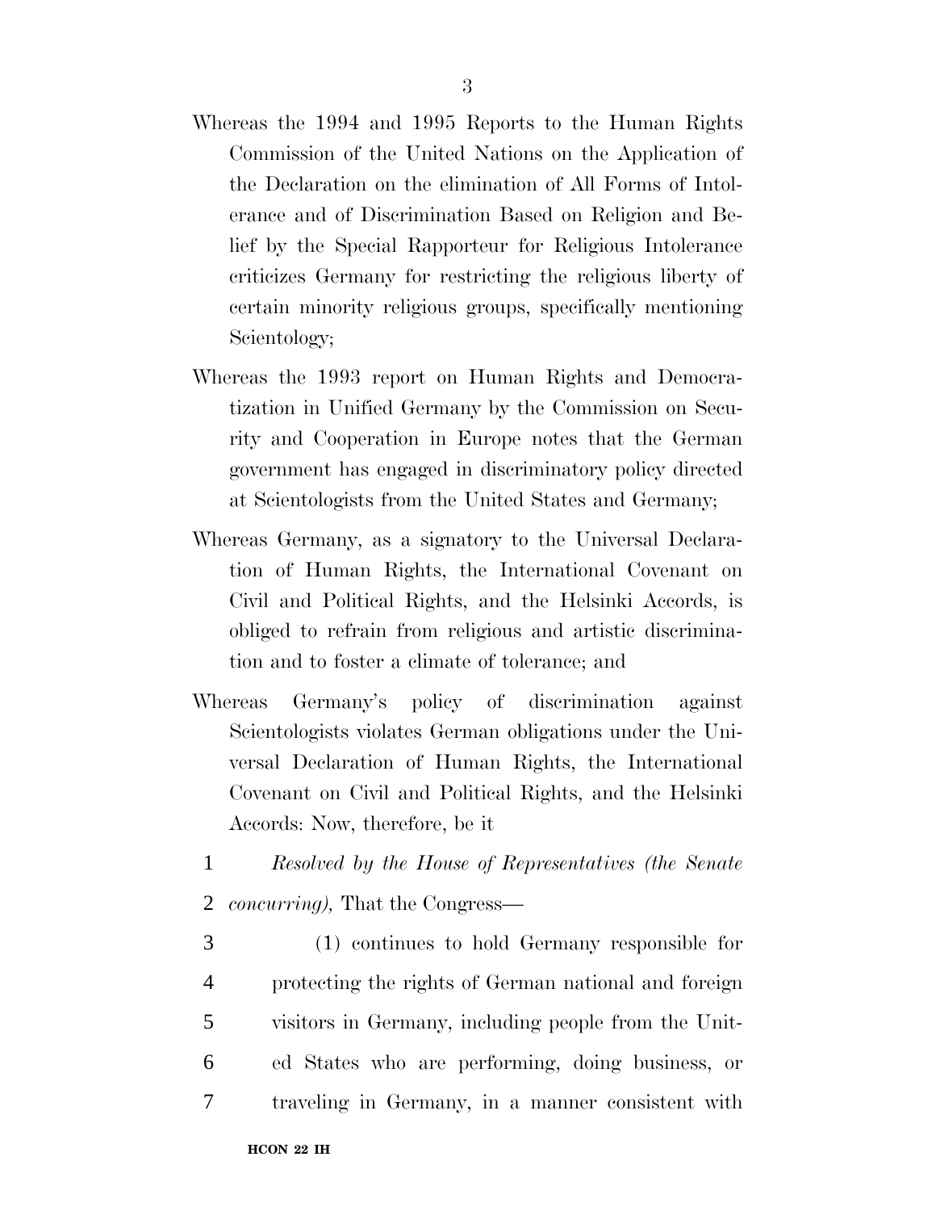Whereas the 1994 and 1995 Reports to the Human Rights Commission of the United Nations on the Application of the Declaration on the elimination of All Forms of Intolerance and of Discrimination Based on Religion and Belief by the Special Rapporteur for Religious Intolerance criticizes Germany for restricting the religious liberty of certain minority religious groups, specifically mentioning Scientology;

Whereas the 1993 report on Human Rights and Democratization in Unified Germany by the Commission on Security and Cooperation in Europe notes that the German government has engaged in discriminatory policy directed at Scientologists from the United States and Germany;

Whereas Germany, as a signatory to the Universal Declaration of Human Rights, the International Covenant on Civil and Political Rights, and the Helsinki Accords, is obliged to refrain from religious and artistic discrimination and to foster a climate of tolerance; and

Whereas Germany's policy of discrimination against Scientologists violates German obligations under the Universal Declaration of Human Rights, the International Covenant on Civil and Political Rights, and the Helsinki Accords: Now, therefore, be it

1 *Resolved by the House of Representatives (the Senate*
2 *concurring),* That the Congress—

3 (1) continues to hold Germany responsible for
4 protecting the rights of German national and foreign
5 visitors in Germany, including people from the Unit-
6 ed States who are performing, doing business, or
7 traveling in Germany, in a manner consistent with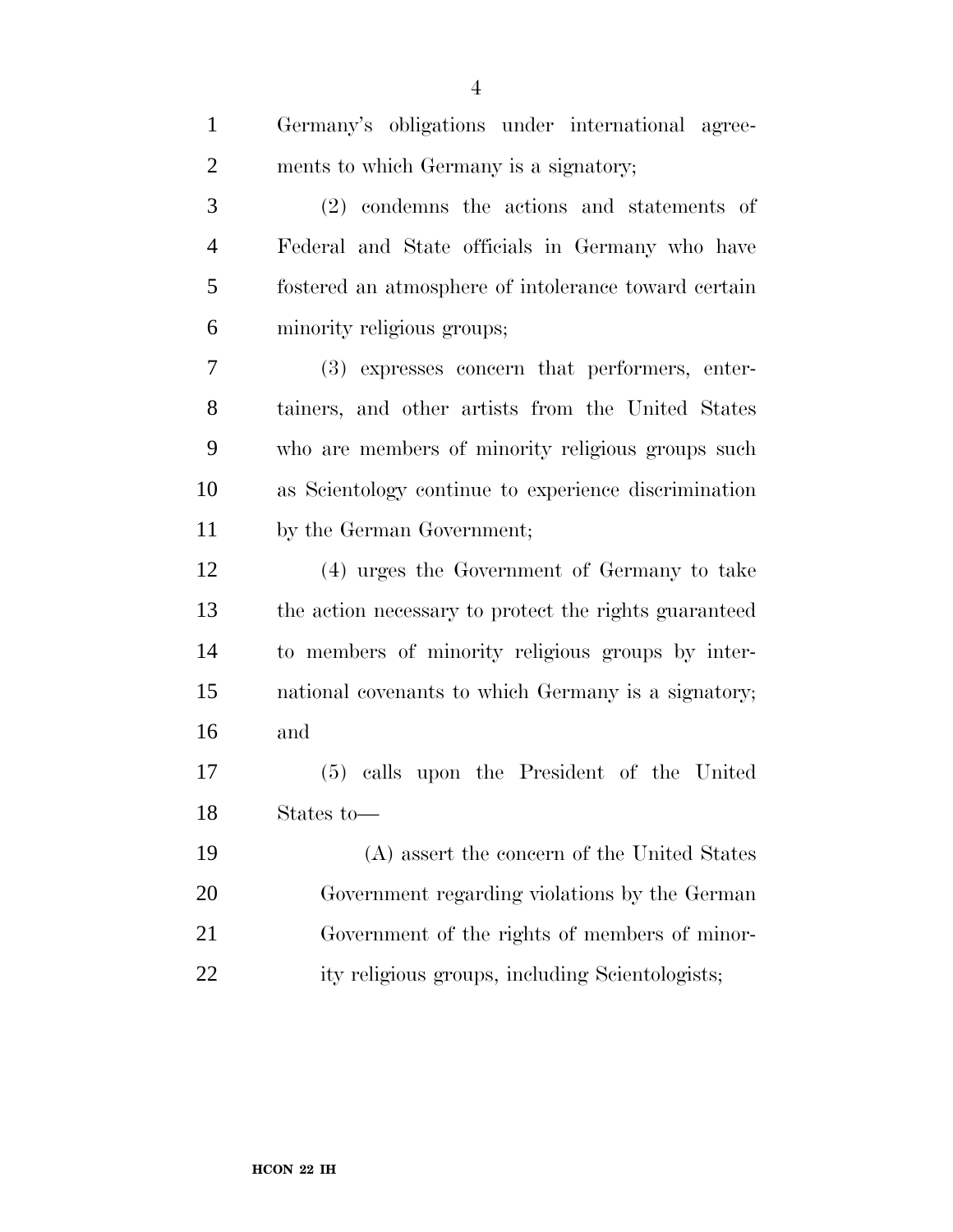Germany's obligations under international agreements to which Germany is a signatory;

(2) condemns the actions and statements of Federal and State officials in Germany who have fostered an atmosphere of intolerance toward certain minority religious groups;

(3) expresses concern that performers, entertainers, and other artists from the United States who are members of minority religious groups such as Scientology continue to experience discrimination by the German Government;

(4) urges the Government of Germany to take the action necessary to protect the rights guaranteed to members of minority religious groups by international covenants to which Germany is a signatory; and

(5) calls upon the President of the United States to—

(A) assert the concern of the United States Government regarding violations by the German Government of the rights of members of minority religious groups, including Scientologists;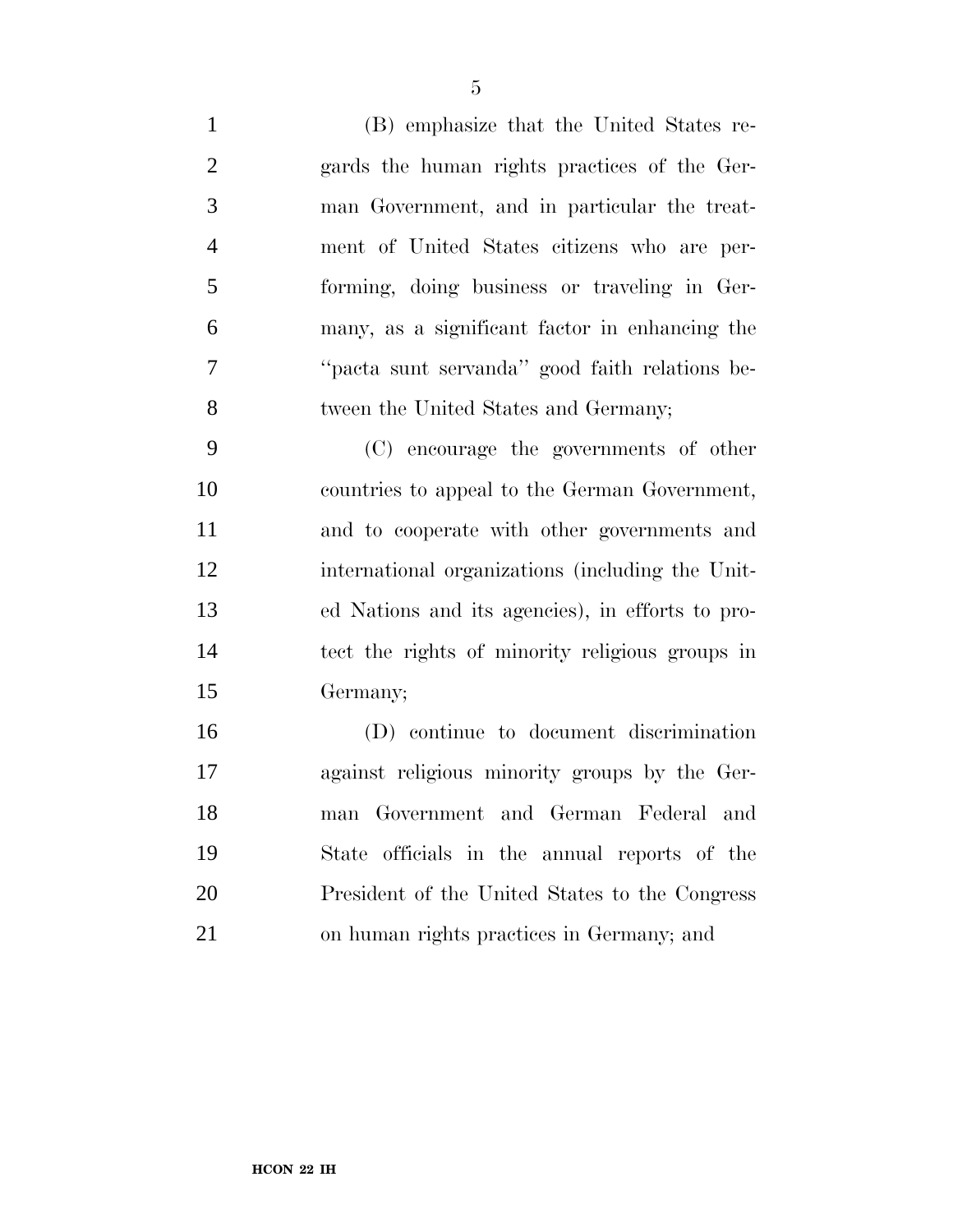(B) emphasize that the United States regards the human rights practices of the German Government, and in particular the treatment of United States citizens who are performing, doing business or traveling in Germany, as a significant factor in enhancing the ''pacta sunt servanda'' good faith relations between the United States and Germany;

(C) encourage the governments of other countries to appeal to the German Government, and to cooperate with other governments and international organizations (including the United Nations and its agencies), in efforts to protect the rights of minority religious groups in Germany;

(D) continue to document discrimination against religious minority groups by the German Government and German Federal and State officials in the annual reports of the President of the United States to the Congress on human rights practices in Germany; and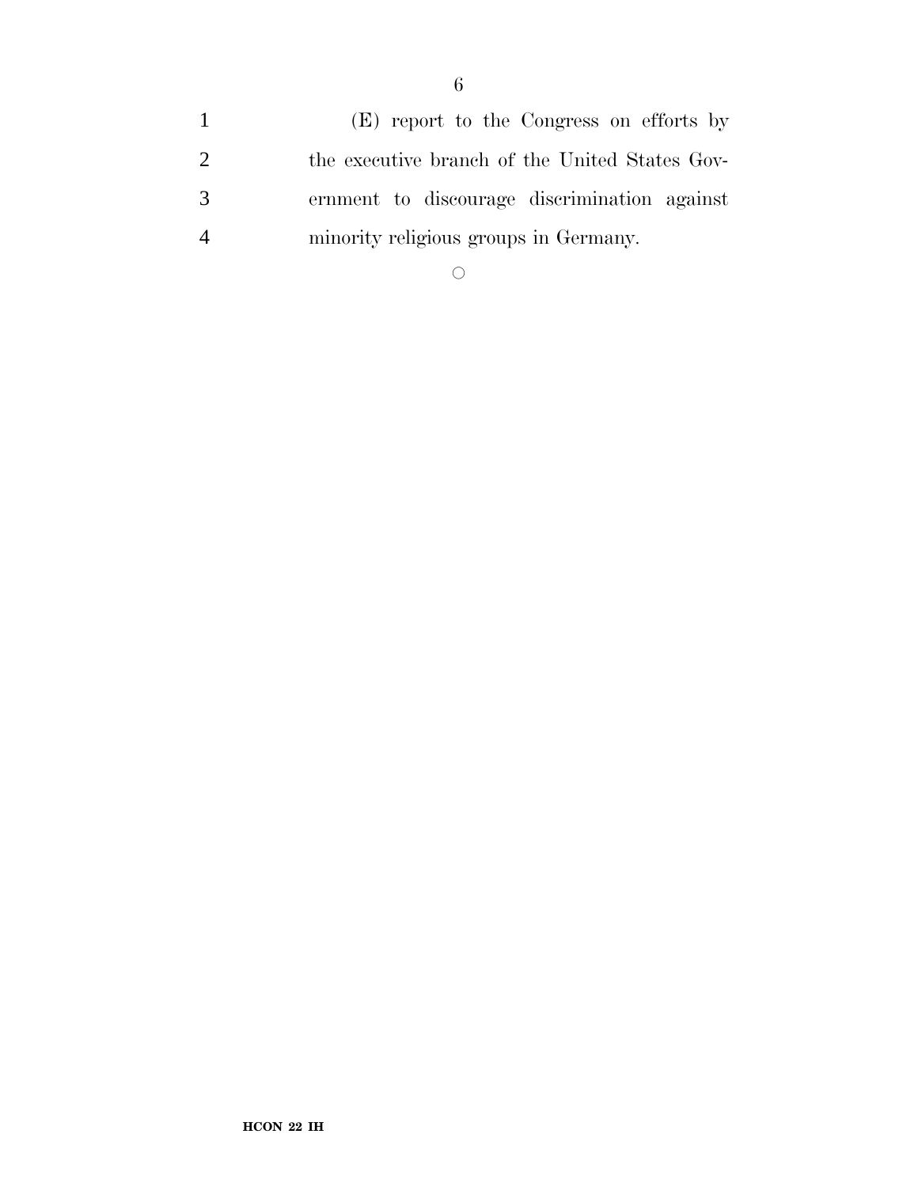(E) report to the Congress on efforts by the executive branch of the United States Government to discourage discrimination against minority religious groups in Germany.

○